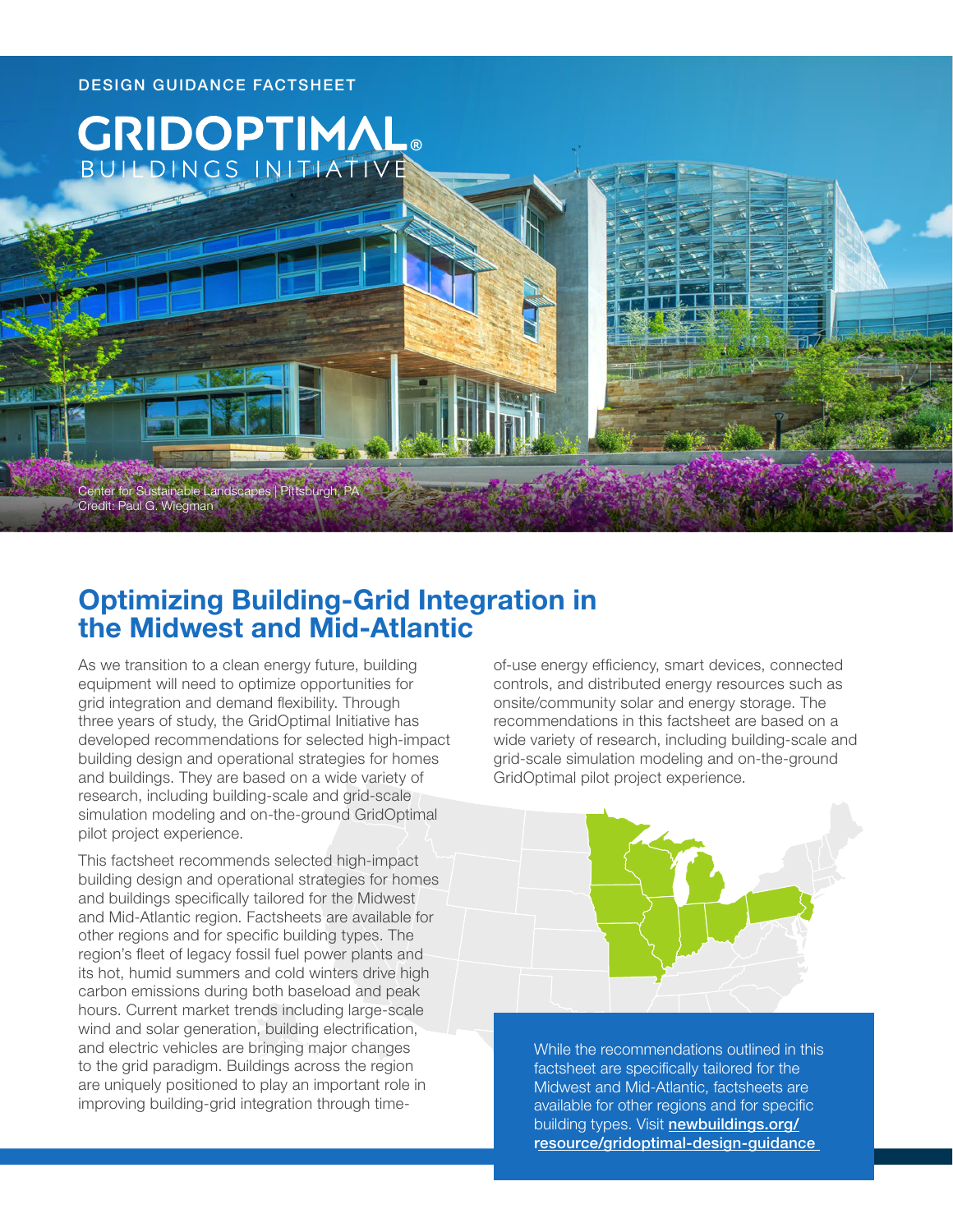DESIGN GUIDANCE FACTSHEET

GRIDOPTIMAL® BUILDINGS INITIATIVE

Center for Sustainable Landscapes | Pittsburgh, PA
Credit: Paul G. Wiegman

# Optimizing Building-Grid Integration in the Midwest and Mid-Atlantic

As we transition to a clean energy future, building equipment will need to optimize opportunities for grid integration and demand flexibility. Through three years of study, the GridOptimal Initiative has developed recommendations for selected high-impact building design and operational strategies for homes and buildings. They are based on a wide variety of research, including building-scale and grid-scale simulation modeling and on-the-ground GridOptimal pilot project experience.

This factsheet recommends selected high-impact building design and operational strategies for homes and buildings specifically tailored for the Midwest and Mid-Atlantic region. Factsheets are available for other regions and for specific building types. The region's fleet of legacy fossil fuel power plants and its hot, humid summers and cold winters drive high carbon emissions during both baseload and peak hours. Current market trends including large-scale wind and solar generation, building electrification, and electric vehicles are bringing major changes to the grid paradigm. Buildings across the region are uniquely positioned to play an important role in improving building-grid integration through time-of-use energy efficiency, smart devices, connected controls, and distributed energy resources such as onsite/community solar and energy storage. The recommendations in this factsheet are based on a wide variety of research, including building-scale and grid-scale simulation modeling and on-the-ground GridOptimal pilot project experience.

While the recommendations outlined in this factsheet are specifically tailored for the Midwest and Mid-Atlantic, factsheets are available for other regions and for specific building types. Visit **newbuildings.org/resource/gridoptimal-design-guidance**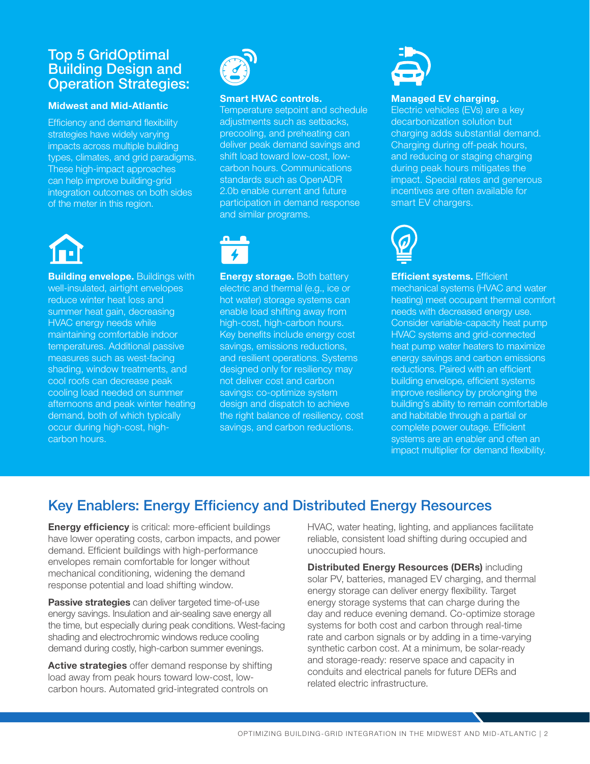## Top 5 GridOptimal Building Design and Operation Strategies:

### Midwest and Mid-Atlantic

Efficiency and demand flexibility strategies have widely varying impacts across multiple building types, climates, and grid paradigms. These high-impact approaches can help improve building-grid integration outcomes on both sides of the meter in this region.

**Smart HVAC controls.** Temperature setpoint and schedule adjustments such as setbacks, precooling, and preheating can deliver peak demand savings and shift load toward low-cost, low-carbon hours. Communications standards such as OpenADR 2.0b enable current and future participation in demand response and similar programs.

**Managed EV charging.** Electric vehicles (EVs) are a key decarbonization solution but charging adds substantial demand. Charging during off-peak hours, and reducing or staging charging during peak hours mitigates the impact. Special rates and generous incentives are often available for smart EV chargers.

**Building envelope.** Buildings with well-insulated, airtight envelopes reduce winter heat loss and summer heat gain, decreasing HVAC energy needs while maintaining comfortable indoor temperatures. Additional passive measures such as west-facing shading, window treatments, and cool roofs can decrease peak cooling load needed on summer afternoons and peak winter heating demand, both of which typically occur during high-cost, high-carbon hours.

**Energy storage.** Both battery electric and thermal (e.g., ice or hot water) storage systems can enable load shifting away from high-cost, high-carbon hours. Key benefits include energy cost savings, emissions reductions, and resilient operations. Systems designed only for resiliency may not deliver cost and carbon savings: co-optimize system design and dispatch to achieve the right balance of resiliency, cost savings, and carbon reductions.

**Efficient systems.** Efficient mechanical systems (HVAC and water heating) meet occupant thermal comfort needs with decreased energy use. Consider variable-capacity heat pump HVAC systems and grid-connected heat pump water heaters to maximize energy savings and carbon emissions reductions. Paired with an efficient building envelope, efficient systems improve resiliency by prolonging the building's ability to remain comfortable and habitable through a partial or complete power outage. Efficient systems are an enabler and often an impact multiplier for demand flexibility.

## Key Enablers: Energy Efficiency and Distributed Energy Resources

**Energy efficiency** is critical: more-efficient buildings have lower operating costs, carbon impacts, and power demand. Efficient buildings with high-performance envelopes remain comfortable for longer without mechanical conditioning, widening the demand response potential and load shifting window.

**Passive strategies** can deliver targeted time-of-use energy savings. Insulation and air-sealing save energy all the time, but especially during peak conditions. West-facing shading and electrochromic windows reduce cooling demand during costly, high-carbon summer evenings.

**Active strategies** offer demand response by shifting load away from peak hours toward low-cost, low-carbon hours. Automated grid-integrated controls on HVAC, water heating, lighting, and appliances facilitate reliable, consistent load shifting during occupied and unoccupied hours.

**Distributed Energy Resources (DERs)** including solar PV, batteries, managed EV charging, and thermal energy storage can deliver energy flexibility. Target energy storage systems that can charge during the day and reduce evening demand. Co-optimize storage systems for both cost and carbon through real-time rate and carbon signals or by adding in a time-varying synthetic carbon cost. At a minimum, be solar-ready and storage-ready: reserve space and capacity in conduits and electrical panels for future DERs and related electric infrastructure.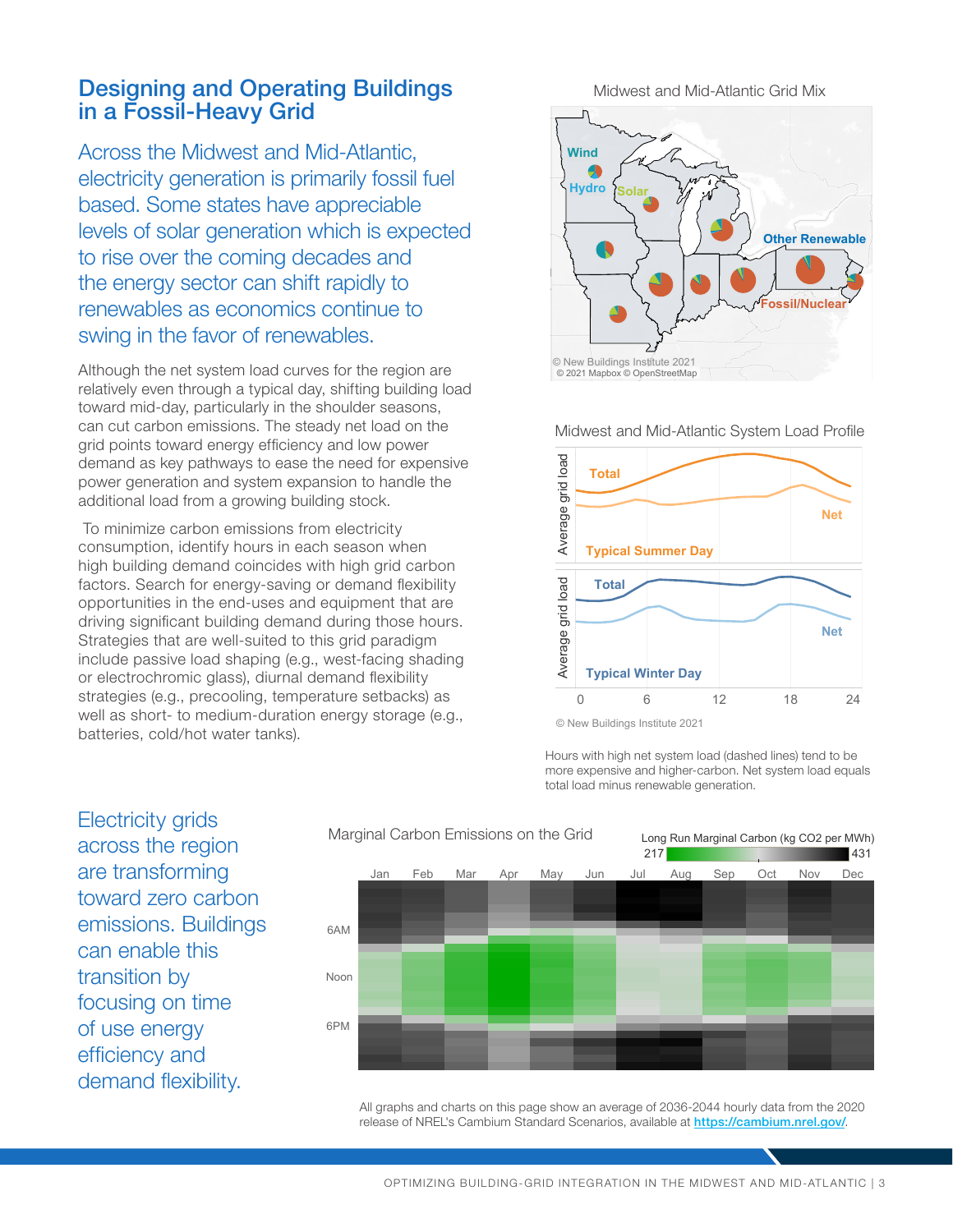# Designing and Operating Buildings in a Fossil-Heavy Grid

Across the Midwest and Mid-Atlantic, electricity generation is primarily fossil fuel based. Some states have appreciable levels of solar generation which is expected to rise over the coming decades and the energy sector can shift rapidly to renewables as economics continue to swing in the favor of renewables.

Although the net system load curves for the region are relatively even through a typical day, shifting building load toward mid-day, particularly in the shoulder seasons, can cut carbon emissions. The steady net load on the grid points toward energy efficiency and low power demand as key pathways to ease the need for expensive power generation and system expansion to handle the additional load from a growing building stock.

To minimize carbon emissions from electricity consumption, identify hours in each season when high building demand coincides with high grid carbon factors. Search for energy-saving or demand flexibility opportunities in the end-uses and equipment that are driving significant building demand during those hours. Strategies that are well-suited to this grid paradigm include passive load shaping (e.g., west-facing shading or electrochromic glass), diurnal demand flexibility strategies (e.g., precooling, temperature setbacks) as well as short- to medium-duration energy storage (e.g., batteries, cold/hot water tanks).

Midwest and Mid-Atlantic Grid Mix

Wind, Hydro, Solar, Other Renewable, Fossil/Nuclear

© New Buildings Institute 2021
© 2021 Mapbox © OpenStreetMap

Midwest and Mid-Atlantic System Load Profile

Average grid load — Total, Net — Typical Summer Day

Average grid load — Total, Net — Typical Winter Day

0 6 12 18 24

© New Buildings Institute 2021

Hours with high net system load (dashed lines) tend to be more expensive and higher-carbon. Net system load equals total load minus renewable generation.

Electricity grids across the region are transforming toward zero carbon emissions. Buildings can enable this transition by focusing on time of use energy efficiency and demand flexibility.

Marginal Carbon Emissions on the Grid

Long Run Marginal Carbon (kg CO2 per MWh) 217 – 431

Jan Feb Mar Apr May Jun Jul Aug Sep Oct Nov Dec

6AM, Noon, 6PM

All graphs and charts on this page show an average of 2036-2044 hourly data from the 2020 release of NREL's Cambium Standard Scenarios, available at https://cambium.nrel.gov/.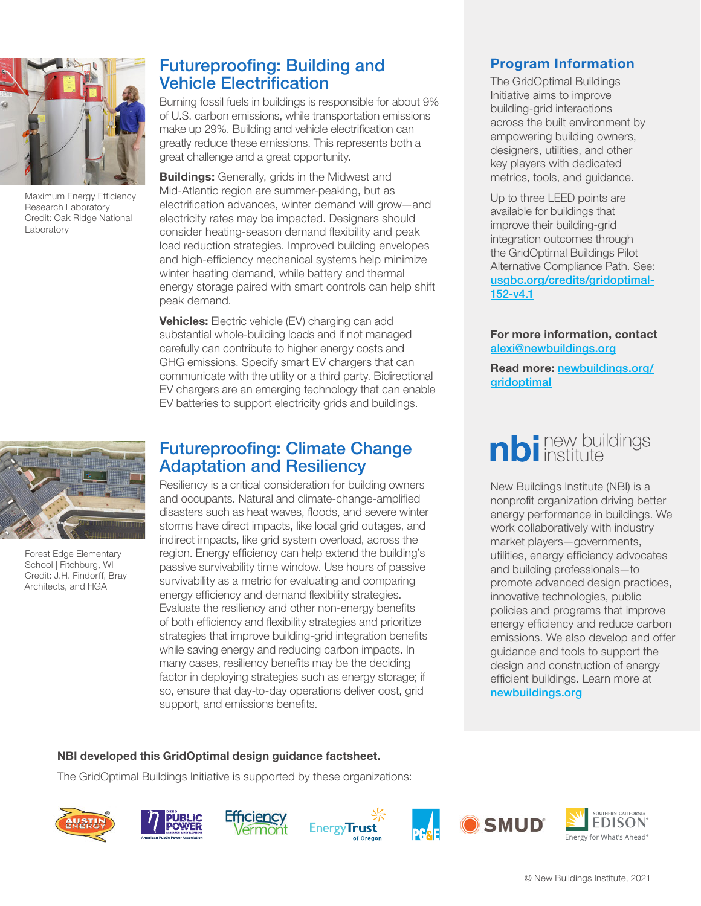## Futureproofing: Building and Vehicle Electrification

Maximum Energy Efficiency Research Laboratory
Credit: Oak Ridge National Laboratory

Burning fossil fuels in buildings is responsible for about 9% of U.S. carbon emissions, while transportation emissions make up 29%. Building and vehicle electrification can greatly reduce these emissions. This represents both a great challenge and a great opportunity.

**Buildings:** Generally, grids in the Midwest and Mid-Atlantic region are summer-peaking, but as electrification advances, winter demand will grow—and electricity rates may be impacted. Designers should consider heating-season demand flexibility and peak load reduction strategies. Improved building envelopes and high-efficiency mechanical systems help minimize winter heating demand, while battery and thermal energy storage paired with smart controls can help shift peak demand.

**Vehicles:** Electric vehicle (EV) charging can add substantial whole-building loads and if not managed carefully can contribute to higher energy costs and GHG emissions. Specify smart EV chargers that can communicate with the utility or a third party. Bidirectional EV chargers are an emerging technology that can enable EV batteries to support electricity grids and buildings.

## Futureproofing: Climate Change Adaptation and Resiliency

Forest Edge Elementary School | Fitchburg, WI
Credit: J.H. Findorff, Bray Architects, and HGA

Resiliency is a critical consideration for building owners and occupants. Natural and climate-change-amplified disasters such as heat waves, floods, and severe winter storms have direct impacts, like local grid outages, and indirect impacts, like grid system overload, across the region. Energy efficiency can help extend the building's passive survivability time window. Use hours of passive survivability as a metric for evaluating and comparing energy efficiency and demand flexibility strategies. Evaluate the resiliency and other non-energy benefits of both efficiency and flexibility strategies and prioritize strategies that improve building-grid integration benefits while saving energy and reducing carbon impacts. In many cases, resiliency benefits may be the deciding factor in deploying strategies such as energy storage; if so, ensure that day-to-day operations deliver cost, grid support, and emissions benefits.

## Program Information

The GridOptimal Buildings Initiative aims to improve building-grid interactions across the built environment by empowering building owners, designers, utilities, and other key players with dedicated metrics, tools, and guidance.

Up to three LEED points are available for buildings that improve their building-grid integration outcomes through the GridOptimal Buildings Pilot Alternative Compliance Path. See: usgbc.org/credits/gridoptimal-152-v4.1

**For more information, contact** alexi@newbuildings.org

**Read more:** newbuildings.org/gridoptimal

nbi new buildings institute

New Buildings Institute (NBI) is a nonprofit organization driving better energy performance in buildings. We work collaboratively with industry market players—governments, utilities, energy efficiency advocates and building professionals—to promote advanced design practices, innovative technologies, public policies and programs that improve energy efficiency and reduce carbon emissions. We also develop and offer guidance and tools to support the design and construction of energy efficient buildings. Learn more at newbuildings.org

**NBI developed this GridOptimal design guidance factsheet.**

The GridOptimal Buildings Initiative is supported by these organizations:

Austin Energy | Public Power (American Public Power Association) | Efficiency Vermont | Energy Trust of Oregon | PG&E | SMUD | Southern California Edison

© New Buildings Institute, 2021